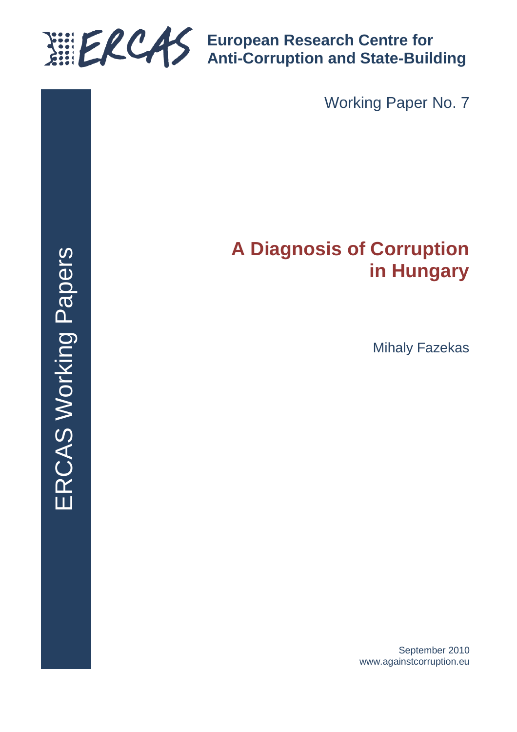**European Research Centre for Anti-Corruption and State-Building**

ERCAS Working Papers

Working Paper No. 7

# A Diagnosis of Corruption in Hungary

Mihaly Fazekas

September 2010
www.againstcorruption.eu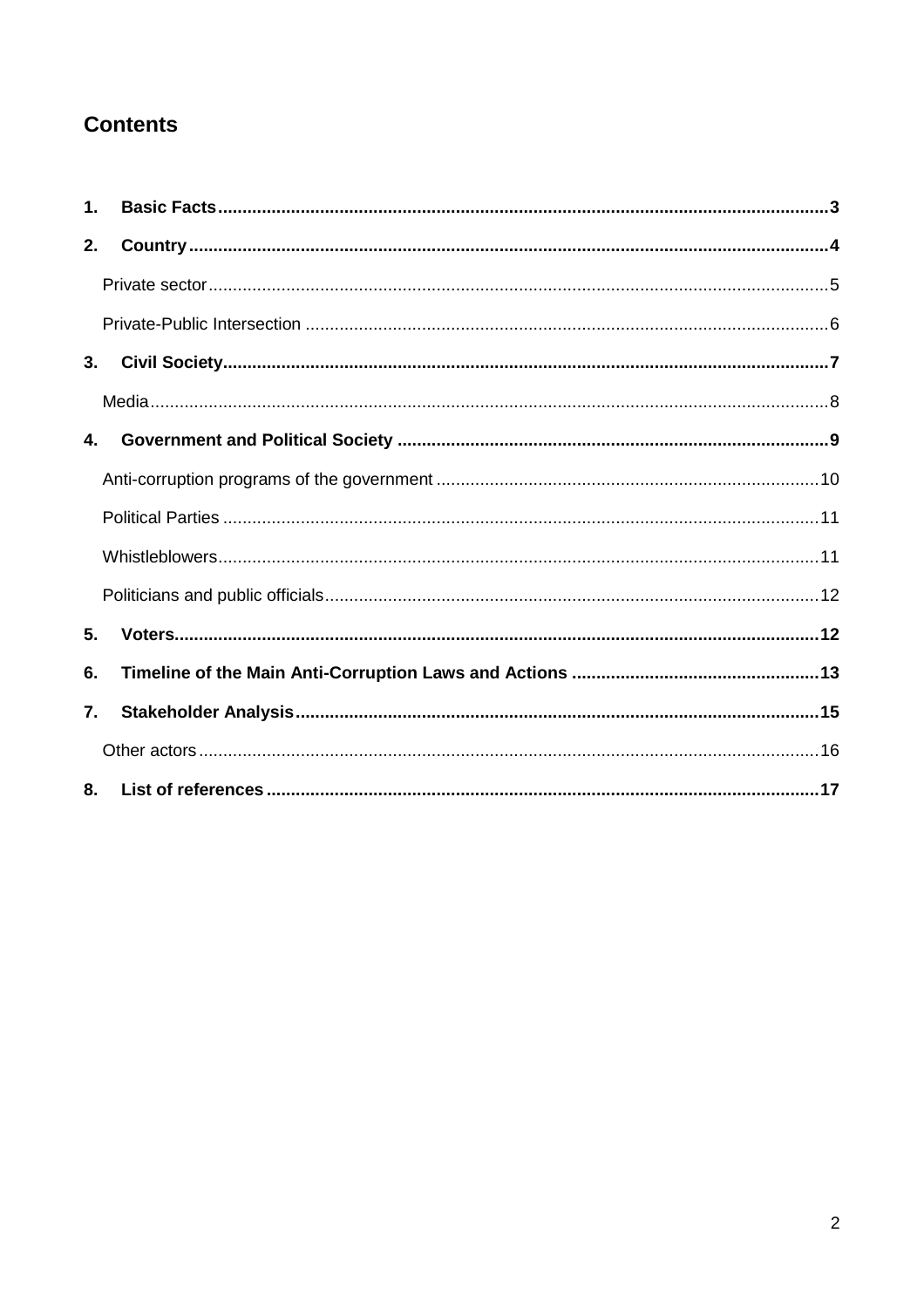# Contents

1. **Basic Facts** ..... 3
2. **Country** ..... 4
   - Private sector ..... 5
   - Private-Public Intersection ..... 6
3. **Civil Society** ..... 7
   - Media ..... 8
4. **Government and Political Society** ..... 9
   - Anti-corruption programs of the government ..... 10
   - Political Parties ..... 11
   - Whistleblowers ..... 11
   - Politicians and public officials ..... 12
5. **Voters** ..... 12
6. **Timeline of the Main Anti-Corruption Laws and Actions** ..... 13
7. **Stakeholder Analysis** ..... 15
   - Other actors ..... 16
8. **List of references** ..... 17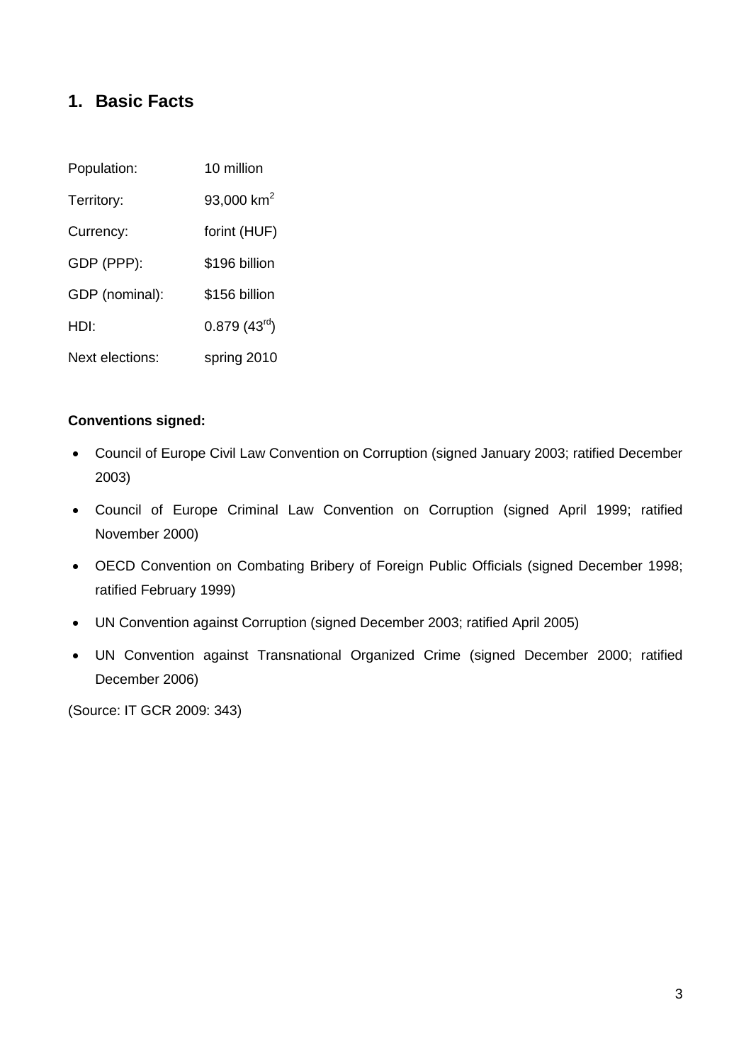## 1. Basic Facts

| | |
|---|---|
| Population: | 10 million |
| Territory: | 93,000 $km^2$ |
| Currency: | forint (HUF) |
| GDP (PPP): | \$196 billion |
| GDP (nominal): | \$156 billion |
| HDI: | 0.879 (43rd) |
| Next elections: | spring 2010 |

**Conventions signed:**

- Council of Europe Civil Law Convention on Corruption (signed January 2003; ratified December 2003)
- Council of Europe Criminal Law Convention on Corruption (signed April 1999; ratified November 2000)
- OECD Convention on Combating Bribery of Foreign Public Officials (signed December 1998; ratified February 1999)
- UN Convention against Corruption (signed December 2003; ratified April 2005)
- UN Convention against Transnational Organized Crime (signed December 2000; ratified December 2006)

(Source: IT GCR 2009: 343)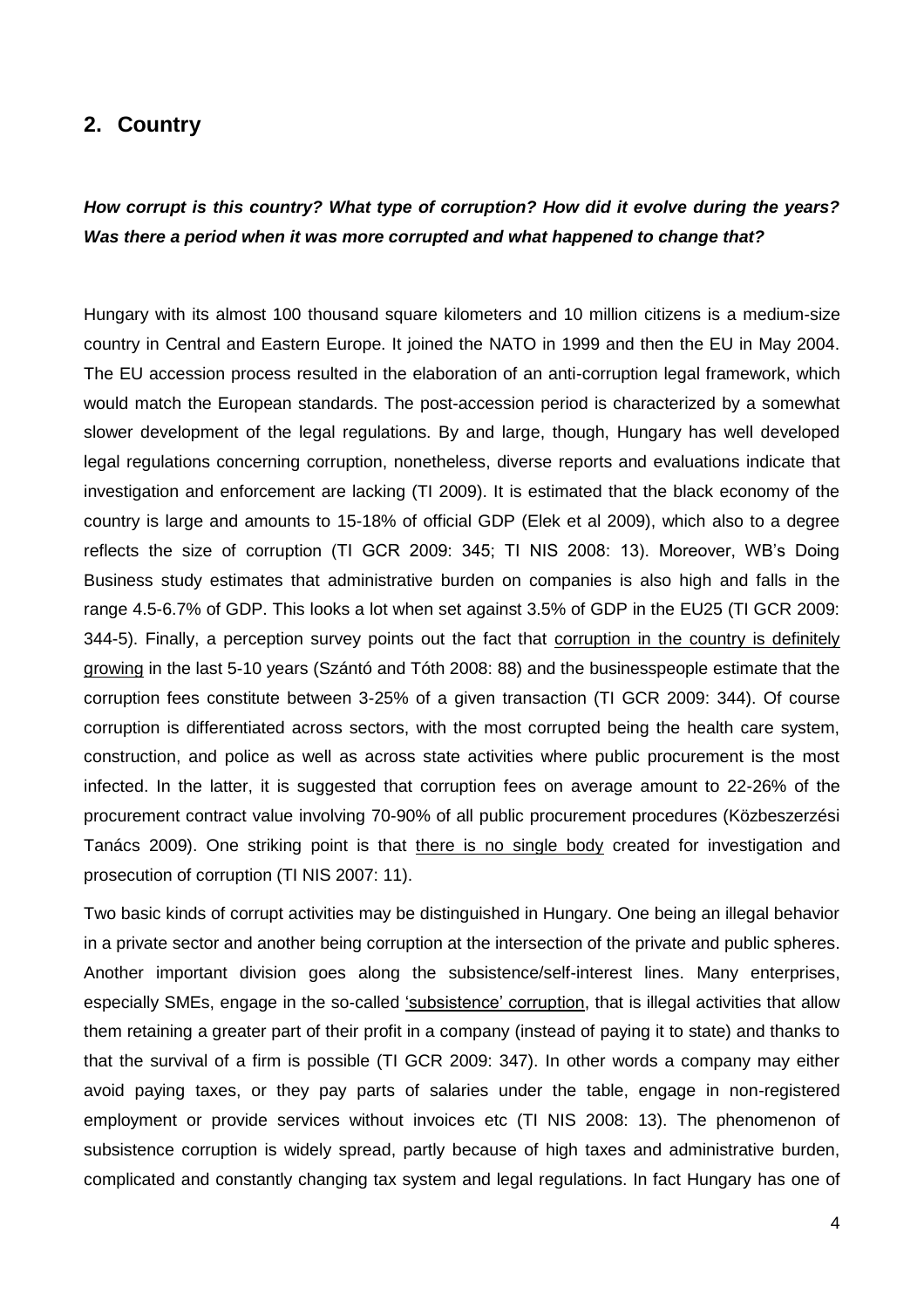## 2. Country

***How corrupt is this country? What type of corruption? How did it evolve during the years? Was there a period when it was more corrupted and what happened to change that?***

Hungary with its almost 100 thousand square kilometers and 10 million citizens is a medium-size country in Central and Eastern Europe. It joined the NATO in 1999 and then the EU in May 2004. The EU accession process resulted in the elaboration of an anti-corruption legal framework, which would match the European standards. The post-accession period is characterized by a somewhat slower development of the legal regulations. By and large, though, Hungary has well developed legal regulations concerning corruption, nonetheless, diverse reports and evaluations indicate that investigation and enforcement are lacking (TI 2009). It is estimated that the black economy of the country is large and amounts to 15-18% of official GDP (Elek et al 2009), which also to a degree reflects the size of corruption (TI GCR 2009: 345; TI NIS 2008: 13). Moreover, WB's Doing Business study estimates that administrative burden on companies is also high and falls in the range 4.5-6.7% of GDP. This looks a lot when set against 3.5% of GDP in the EU25 (TI GCR 2009: 344-5). Finally, a perception survey points out the fact that corruption in the country is definitely growing in the last 5-10 years (Szántó and Tóth 2008: 88) and the businesspeople estimate that the corruption fees constitute between 3-25% of a given transaction (TI GCR 2009: 344). Of course corruption is differentiated across sectors, with the most corrupted being the health care system, construction, and police as well as across state activities where public procurement is the most infected. In the latter, it is suggested that corruption fees on average amount to 22-26% of the procurement contract value involving 70-90% of all public procurement procedures (Közbeszerzési Tanács 2009). One striking point is that there is no single body created for investigation and prosecution of corruption (TI NIS 2007: 11).

Two basic kinds of corrupt activities may be distinguished in Hungary. One being an illegal behavior in a private sector and another being corruption at the intersection of the private and public spheres. Another important division goes along the subsistence/self-interest lines. Many enterprises, especially SMEs, engage in the so-called 'subsistence' corruption, that is illegal activities that allow them retaining a greater part of their profit in a company (instead of paying it to state) and thanks to that the survival of a firm is possible (TI GCR 2009: 347). In other words a company may either avoid paying taxes, or they pay parts of salaries under the table, engage in non-registered employment or provide services without invoices etc (TI NIS 2008: 13). The phenomenon of subsistence corruption is widely spread, partly because of high taxes and administrative burden, complicated and constantly changing tax system and legal regulations. In fact Hungary has one of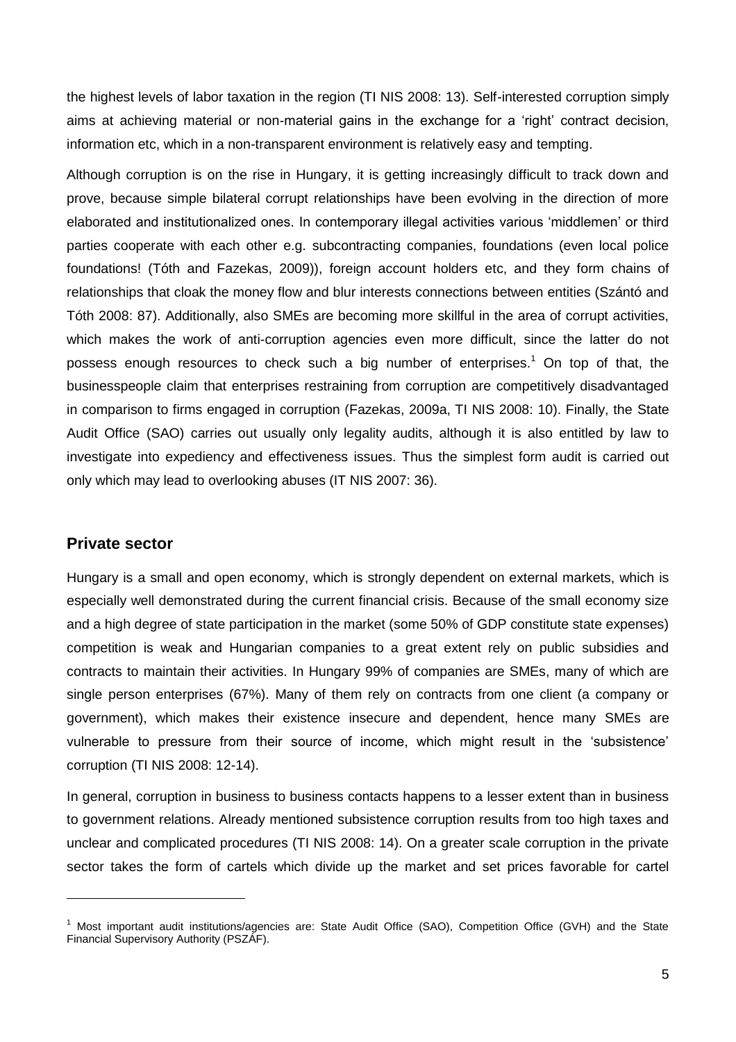the highest levels of labor taxation in the region (TI NIS 2008: 13). Self-interested corruption simply aims at achieving material or non-material gains in the exchange for a 'right' contract decision, information etc, which in a non-transparent environment is relatively easy and tempting.

Although corruption is on the rise in Hungary, it is getting increasingly difficult to track down and prove, because simple bilateral corrupt relationships have been evolving in the direction of more elaborated and institutionalized ones. In contemporary illegal activities various 'middlemen' or third parties cooperate with each other e.g. subcontracting companies, foundations (even local police foundations! (Tóth and Fazekas, 2009)), foreign account holders etc, and they form chains of relationships that cloak the money flow and blur interests connections between entities (Szántó and Tóth 2008: 87). Additionally, also SMEs are becoming more skillful in the area of corrupt activities, which makes the work of anti-corruption agencies even more difficult, since the latter do not possess enough resources to check such a big number of enterprises.[1] On top of that, the businesspeople claim that enterprises restraining from corruption are competitively disadvantaged in comparison to firms engaged in corruption (Fazekas, 2009a, TI NIS 2008: 10). Finally, the State Audit Office (SAO) carries out usually only legality audits, although it is also entitled by law to investigate into expediency and effectiveness issues. Thus the simplest form audit is carried out only which may lead to overlooking abuses (IT NIS 2007: 36).

## Private sector

Hungary is a small and open economy, which is strongly dependent on external markets, which is especially well demonstrated during the current financial crisis. Because of the small economy size and a high degree of state participation in the market (some 50% of GDP constitute state expenses) competition is weak and Hungarian companies to a great extent rely on public subsidies and contracts to maintain their activities. In Hungary 99% of companies are SMEs, many of which are single person enterprises (67%). Many of them rely on contracts from one client (a company or government), which makes their existence insecure and dependent, hence many SMEs are vulnerable to pressure from their source of income, which might result in the 'subsistence' corruption (TI NIS 2008: 12-14).

In general, corruption in business to business contacts happens to a lesser extent than in business to government relations. Already mentioned subsistence corruption results from too high taxes and unclear and complicated procedures (TI NIS 2008: 14). On a greater scale corruption in the private sector takes the form of cartels which divide up the market and set prices favorable for cartel

---

[1] Most important audit institutions/agencies are: State Audit Office (SAO), Competition Office (GVH) and the State Financial Supervisory Authority (PSZÁF).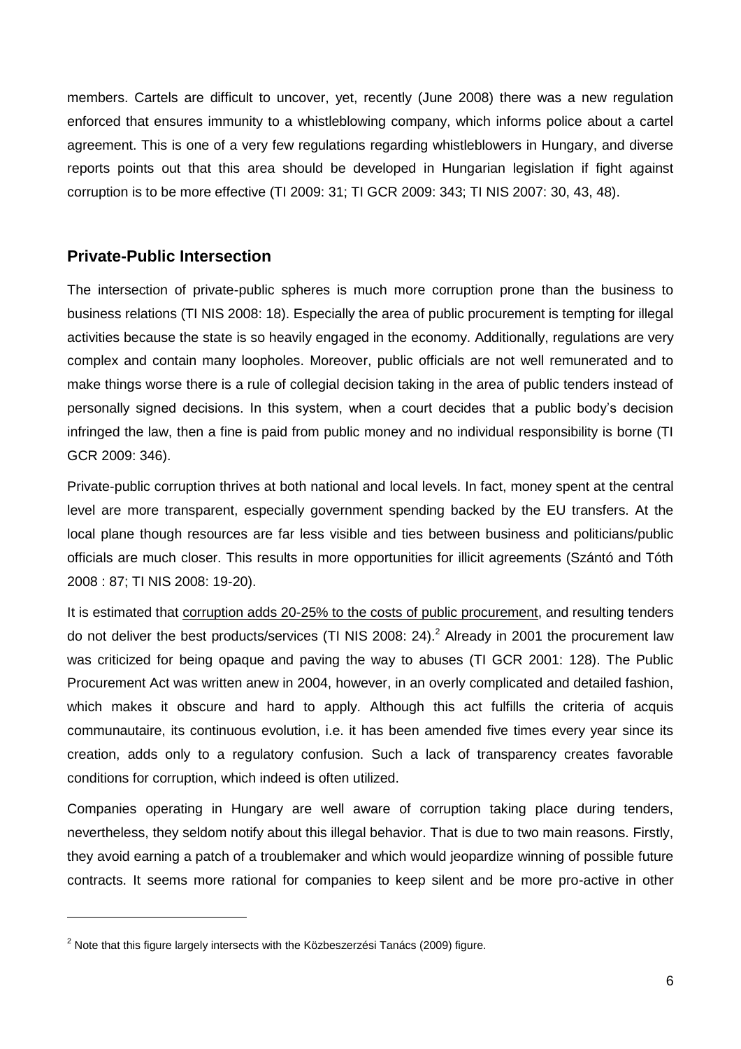members. Cartels are difficult to uncover, yet, recently (June 2008) there was a new regulation enforced that ensures immunity to a whistleblowing company, which informs police about a cartel agreement. This is one of a very few regulations regarding whistleblowers in Hungary, and diverse reports points out that this area should be developed in Hungarian legislation if fight against corruption is to be more effective (TI 2009: 31; TI GCR 2009: 343; TI NIS 2007: 30, 43, 48).

## Private-Public Intersection

The intersection of private-public spheres is much more corruption prone than the business to business relations (TI NIS 2008: 18). Especially the area of public procurement is tempting for illegal activities because the state is so heavily engaged in the economy. Additionally, regulations are very complex and contain many loopholes. Moreover, public officials are not well remunerated and to make things worse there is a rule of collegial decision taking in the area of public tenders instead of personally signed decisions. In this system, when a court decides that a public body's decision infringed the law, then a fine is paid from public money and no individual responsibility is borne (TI GCR 2009: 346).

Private-public corruption thrives at both national and local levels. In fact, money spent at the central level are more transparent, especially government spending backed by the EU transfers. At the local plane though resources are far less visible and ties between business and politicians/public officials are much closer. This results in more opportunities for illicit agreements (Szántó and Tóth 2008 : 87; TI NIS 2008: 19-20).

It is estimated that corruption adds 20-25% to the costs of public procurement, and resulting tenders do not deliver the best products/services (TI NIS 2008: 24).[2] Already in 2001 the procurement law was criticized for being opaque and paving the way to abuses (TI GCR 2001: 128). The Public Procurement Act was written anew in 2004, however, in an overly complicated and detailed fashion, which makes it obscure and hard to apply. Although this act fulfills the criteria of acquis communautaire, its continuous evolution, i.e. it has been amended five times every year since its creation, adds only to a regulatory confusion. Such a lack of transparency creates favorable conditions for corruption, which indeed is often utilized.

Companies operating in Hungary are well aware of corruption taking place during tenders, nevertheless, they seldom notify about this illegal behavior. That is due to two main reasons. Firstly, they avoid earning a patch of a troublemaker and which would jeopardize winning of possible future contracts. It seems more rational for companies to keep silent and be more pro-active in other

---

[2] Note that this figure largely intersects with the Közbeszerzési Tanács (2009) figure.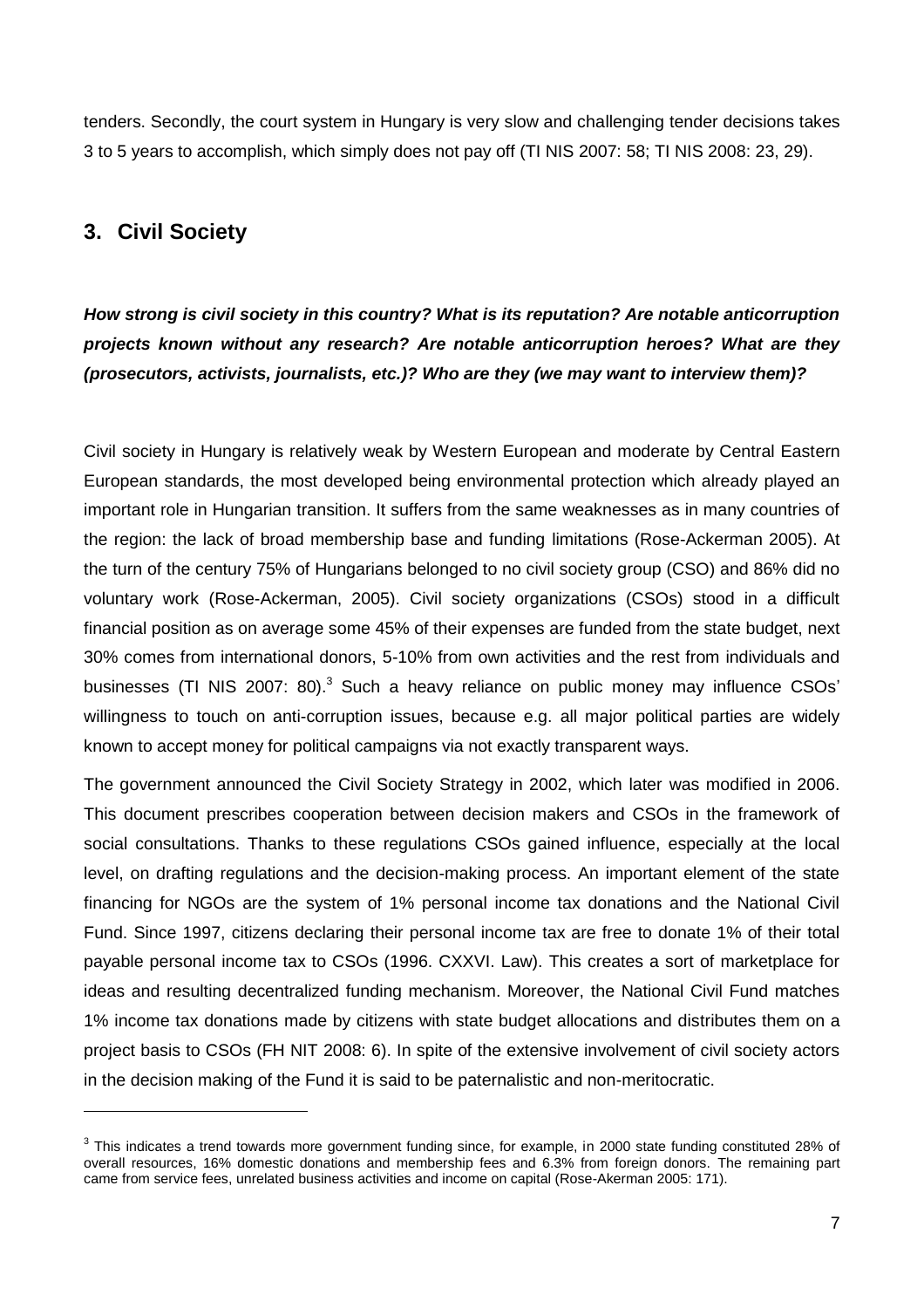tenders. Secondly, the court system in Hungary is very slow and challenging tender decisions takes 3 to 5 years to accomplish, which simply does not pay off (TI NIS 2007: 58; TI NIS 2008: 23, 29).

## 3. Civil Society

***How strong is civil society in this country? What is its reputation? Are notable anticorruption projects known without any research? Are notable anticorruption heroes? What are they (prosecutors, activists, journalists, etc.)? Who are they (we may want to interview them)?***

Civil society in Hungary is relatively weak by Western European and moderate by Central Eastern European standards, the most developed being environmental protection which already played an important role in Hungarian transition. It suffers from the same weaknesses as in many countries of the region: the lack of broad membership base and funding limitations (Rose-Ackerman 2005). At the turn of the century 75% of Hungarians belonged to no civil society group (CSO) and 86% did no voluntary work (Rose-Ackerman, 2005). Civil society organizations (CSOs) stood in a difficult financial position as on average some 45% of their expenses are funded from the state budget, next 30% comes from international donors, 5-10% from own activities and the rest from individuals and businesses (TI NIS 2007: 80).[3] Such a heavy reliance on public money may influence CSOs' willingness to touch on anti-corruption issues, because e.g. all major political parties are widely known to accept money for political campaigns via not exactly transparent ways.

The government announced the Civil Society Strategy in 2002, which later was modified in 2006. This document prescribes cooperation between decision makers and CSOs in the framework of social consultations. Thanks to these regulations CSOs gained influence, especially at the local level, on drafting regulations and the decision-making process. An important element of the state financing for NGOs are the system of 1% personal income tax donations and the National Civil Fund. Since 1997, citizens declaring their personal income tax are free to donate 1% of their total payable personal income tax to CSOs (1996. CXXVI. Law). This creates a sort of marketplace for ideas and resulting decentralized funding mechanism. Moreover, the National Civil Fund matches 1% income tax donations made by citizens with state budget allocations and distributes them on a project basis to CSOs (FH NIT 2008: 6). In spite of the extensive involvement of civil society actors in the decision making of the Fund it is said to be paternalistic and non-meritocratic.

---

[3] This indicates a trend towards more government funding since, for example, in 2000 state funding constituted 28% of overall resources, 16% domestic donations and membership fees and 6.3% from foreign donors. The remaining part came from service fees, unrelated business activities and income on capital (Rose-Akerman 2005: 171).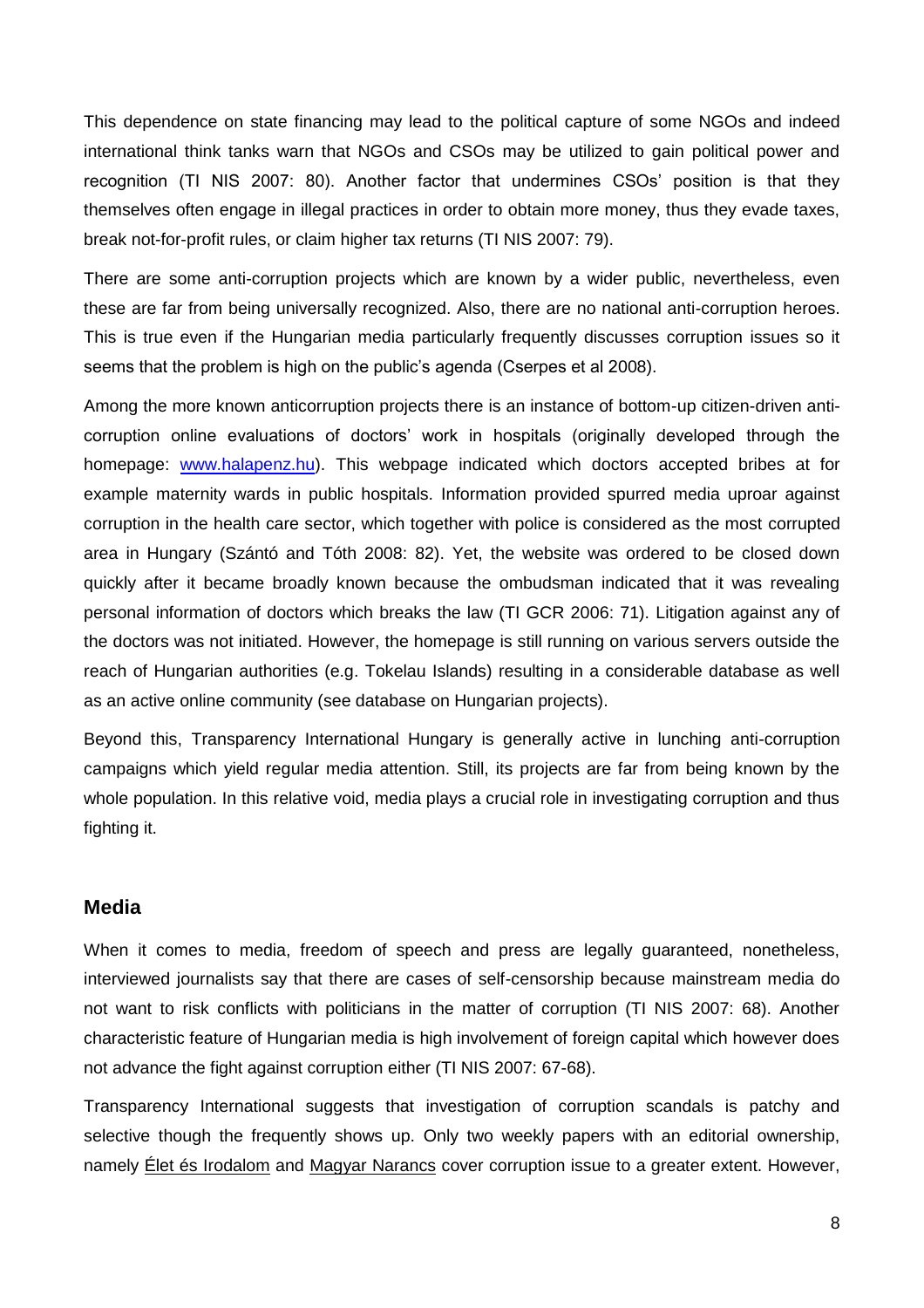This dependence on state financing may lead to the political capture of some NGOs and indeed international think tanks warn that NGOs and CSOs may be utilized to gain political power and recognition (TI NIS 2007: 80). Another factor that undermines CSOs' position is that they themselves often engage in illegal practices in order to obtain more money, thus they evade taxes, break not-for-profit rules, or claim higher tax returns (TI NIS 2007: 79).

There are some anti-corruption projects which are known by a wider public, nevertheless, even these are far from being universally recognized. Also, there are no national anti-corruption heroes. This is true even if the Hungarian media particularly frequently discusses corruption issues so it seems that the problem is high on the public's agenda (Cserpes et al 2008).

Among the more known anticorruption projects there is an instance of bottom-up citizen-driven anti-corruption online evaluations of doctors' work in hospitals (originally developed through the homepage: [www.halapenz.hu](www.halapenz.hu)). This webpage indicated which doctors accepted bribes at for example maternity wards in public hospitals. Information provided spurred media uproar against corruption in the health care sector, which together with police is considered as the most corrupted area in Hungary (Szántó and Tóth 2008: 82). Yet, the website was ordered to be closed down quickly after it became broadly known because the ombudsman indicated that it was revealing personal information of doctors which breaks the law (TI GCR 2006: 71). Litigation against any of the doctors was not initiated. However, the homepage is still running on various servers outside the reach of Hungarian authorities (e.g. Tokelau Islands) resulting in a considerable database as well as an active online community (see database on Hungarian projects).

Beyond this, Transparency International Hungary is generally active in lunching anti-corruption campaigns which yield regular media attention. Still, its projects are far from being known by the whole population. In this relative void, media plays a crucial role in investigating corruption and thus fighting it.

## Media

When it comes to media, freedom of speech and press are legally guaranteed, nonetheless, interviewed journalists say that there are cases of self-censorship because mainstream media do not want to risk conflicts with politicians in the matter of corruption (TI NIS 2007: 68). Another characteristic feature of Hungarian media is high involvement of foreign capital which however does not advance the fight against corruption either (TI NIS 2007: 67-68).

Transparency International suggests that investigation of corruption scandals is patchy and selective though the frequently shows up. Only two weekly papers with an editorial ownership, namely Élet és Irodalom and Magyar Narancs cover corruption issue to a greater extent. However,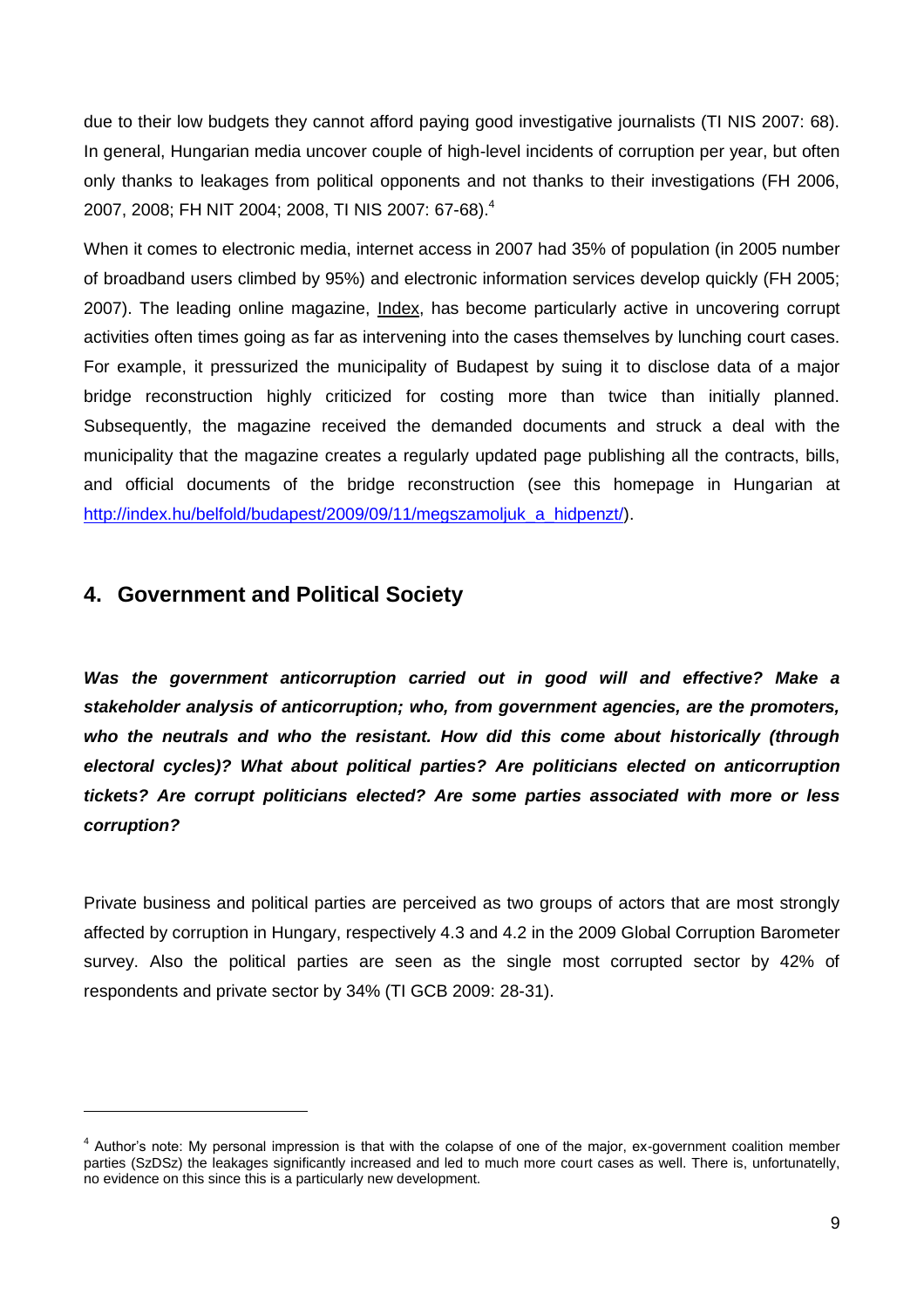due to their low budgets they cannot afford paying good investigative journalists (TI NIS 2007: 68). In general, Hungarian media uncover couple of high-level incidents of corruption per year, but often only thanks to leakages from political opponents and not thanks to their investigations (FH 2006, 2007, 2008; FH NIT 2004; 2008, TI NIS 2007: 67-68).[4]

When it comes to electronic media, internet access in 2007 had 35% of population (in 2005 number of broadband users climbed by 95%) and electronic information services develop quickly (FH 2005; 2007). The leading online magazine, Index, has become particularly active in uncovering corrupt activities often times going as far as intervening into the cases themselves by lunching court cases. For example, it pressurized the municipality of Budapest by suing it to disclose data of a major bridge reconstruction highly criticized for costing more than twice than initially planned. Subsequently, the magazine received the demanded documents and struck a deal with the municipality that the magazine creates a regularly updated page publishing all the contracts, bills, and official documents of the bridge reconstruction (see this homepage in Hungarian at http://index.hu/belfold/budapest/2009/09/11/megszamoljuk_a_hidpenzt/).

## 4. Government and Political Society

***Was the government anticorruption carried out in good will and effective? Make a stakeholder analysis of anticorruption; who, from government agencies, are the promoters, who the neutrals and who the resistant. How did this come about historically (through electoral cycles)? What about political parties? Are politicians elected on anticorruption tickets? Are corrupt politicians elected? Are some parties associated with more or less corruption?***

Private business and political parties are perceived as two groups of actors that are most strongly affected by corruption in Hungary, respectively 4.3 and 4.2 in the 2009 Global Corruption Barometer survey. Also the political parties are seen as the single most corrupted sector by 42% of respondents and private sector by 34% (TI GCB 2009: 28-31).

---

[4] Author's note: My personal impression is that with the colapse of one of the major, ex-government coalition member parties (SzDSz) the leakages significantly increased and led to much more court cases as well. There is, unfortunatelly, no evidence on this since this is a particularly new development.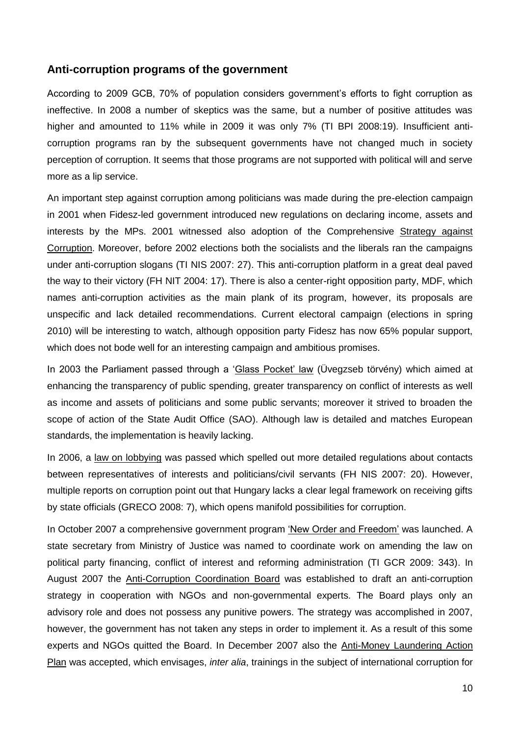## Anti-corruption programs of the government

According to 2009 GCB, 70% of population considers government's efforts to fight corruption as ineffective. In 2008 a number of skeptics was the same, but a number of positive attitudes was higher and amounted to 11% while in 2009 it was only 7% (TI BPI 2008:19). Insufficient anti-corruption programs ran by the subsequent governments have not changed much in society perception of corruption. It seems that those programs are not supported with political will and serve more as a lip service.

An important step against corruption among politicians was made during the pre-election campaign in 2001 when Fidesz-led government introduced new regulations on declaring income, assets and interests by the MPs. 2001 witnessed also adoption of the Comprehensive Strategy against Corruption. Moreover, before 2002 elections both the socialists and the liberals ran the campaigns under anti-corruption slogans (TI NIS 2007: 27). This anti-corruption platform in a great deal paved the way to their victory (FH NIT 2004: 17). There is also a center-right opposition party, MDF, which names anti-corruption activities as the main plank of its program, however, its proposals are unspecific and lack detailed recommendations. Current electoral campaign (elections in spring 2010) will be interesting to watch, although opposition party Fidesz has now 65% popular support, which does not bode well for an interesting campaign and ambitious promises.

In 2003 the Parliament passed through a 'Glass Pocket' law (Üvegzseb törvény) which aimed at enhancing the transparency of public spending, greater transparency on conflict of interests as well as income and assets of politicians and some public servants; moreover it strived to broaden the scope of action of the State Audit Office (SAO). Although law is detailed and matches European standards, the implementation is heavily lacking.

In 2006, a law on lobbying was passed which spelled out more detailed regulations about contacts between representatives of interests and politicians/civil servants (FH NIS 2007: 20). However, multiple reports on corruption point out that Hungary lacks a clear legal framework on receiving gifts by state officials (GRECO 2008: 7), which opens manifold possibilities for corruption.

In October 2007 a comprehensive government program 'New Order and Freedom' was launched. A state secretary from Ministry of Justice was named to coordinate work on amending the law on political party financing, conflict of interest and reforming administration (TI GCR 2009: 343). In August 2007 the Anti-Corruption Coordination Board was established to draft an anti-corruption strategy in cooperation with NGOs and non-governmental experts. The Board plays only an advisory role and does not possess any punitive powers. The strategy was accomplished in 2007, however, the government has not taken any steps in order to implement it. As a result of this some experts and NGOs quitted the Board. In December 2007 also the Anti-Money Laundering Action Plan was accepted, which envisages, *inter alia*, trainings in the subject of international corruption for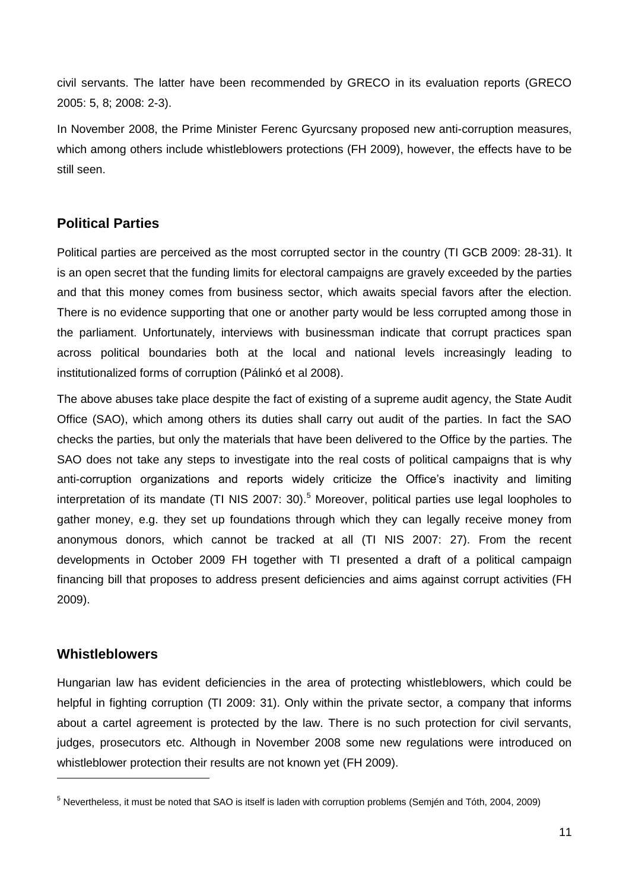civil servants. The latter have been recommended by GRECO in its evaluation reports (GRECO 2005: 5, 8; 2008: 2-3).

In November 2008, the Prime Minister Ferenc Gyurcsany proposed new anti-corruption measures, which among others include whistleblowers protections (FH 2009), however, the effects have to be still seen.

## Political Parties

Political parties are perceived as the most corrupted sector in the country (TI GCB 2009: 28-31). It is an open secret that the funding limits for electoral campaigns are gravely exceeded by the parties and that this money comes from business sector, which awaits special favors after the election. There is no evidence supporting that one or another party would be less corrupted among those in the parliament. Unfortunately, interviews with businessman indicate that corrupt practices span across political boundaries both at the local and national levels increasingly leading to institutionalized forms of corruption (Pálinkó et al 2008).

The above abuses take place despite the fact of existing of a supreme audit agency, the State Audit Office (SAO), which among others its duties shall carry out audit of the parties. In fact the SAO checks the parties, but only the materials that have been delivered to the Office by the parties. The SAO does not take any steps to investigate into the real costs of political campaigns that is why anti-corruption organizations and reports widely criticize the Office's inactivity and limiting interpretation of its mandate (TI NIS 2007: 30).[5] Moreover, political parties use legal loopholes to gather money, e.g. they set up foundations through which they can legally receive money from anonymous donors, which cannot be tracked at all (TI NIS 2007: 27). From the recent developments in October 2009 FH together with TI presented a draft of a political campaign financing bill that proposes to address present deficiencies and aims against corrupt activities (FH 2009).

## Whistleblowers

Hungarian law has evident deficiencies in the area of protecting whistleblowers, which could be helpful in fighting corruption (TI 2009: 31). Only within the private sector, a company that informs about a cartel agreement is protected by the law. There is no such protection for civil servants, judges, prosecutors etc. Although in November 2008 some new regulations were introduced on whistleblower protection their results are not known yet (FH 2009).

[5] Nevertheless, it must be noted that SAO is itself is laden with corruption problems (Semjén and Tóth, 2004, 2009)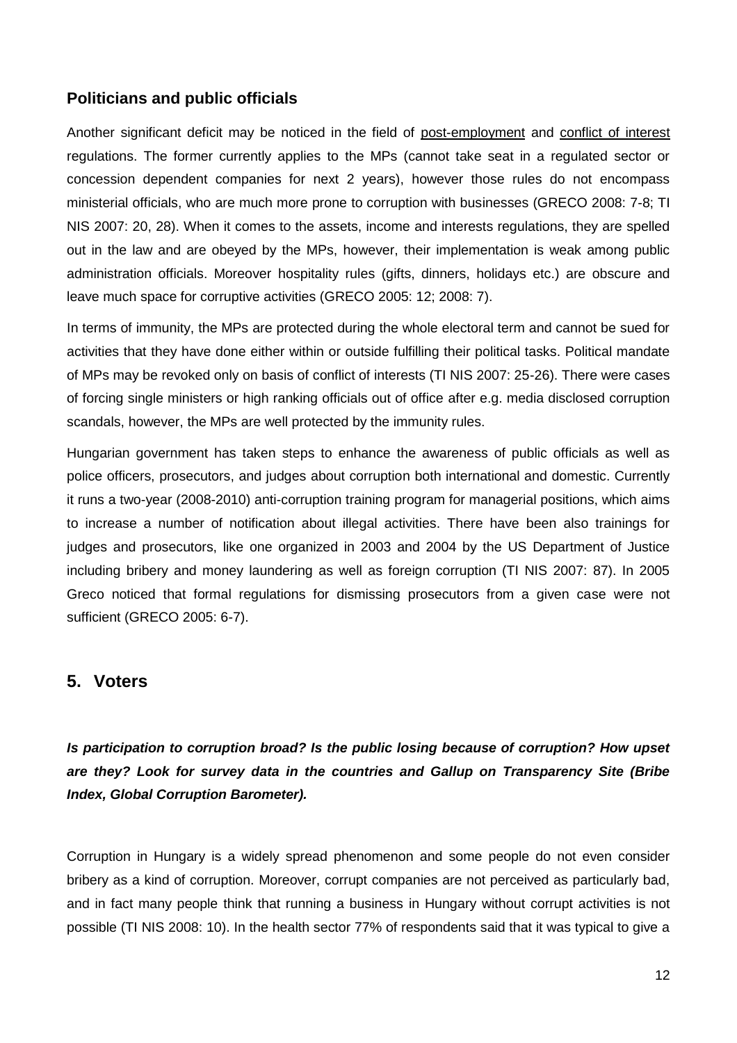### Politicians and public officials

Another significant deficit may be noticed in the field of post-employment and conflict of interest regulations. The former currently applies to the MPs (cannot take seat in a regulated sector or concession dependent companies for next 2 years), however those rules do not encompass ministerial officials, who are much more prone to corruption with businesses (GRECO 2008: 7-8; TI NIS 2007: 20, 28). When it comes to the assets, income and interests regulations, they are spelled out in the law and are obeyed by the MPs, however, their implementation is weak among public administration officials. Moreover hospitality rules (gifts, dinners, holidays etc.) are obscure and leave much space for corruptive activities (GRECO 2005: 12; 2008: 7).

In terms of immunity, the MPs are protected during the whole electoral term and cannot be sued for activities that they have done either within or outside fulfilling their political tasks. Political mandate of MPs may be revoked only on basis of conflict of interests (TI NIS 2007: 25-26). There were cases of forcing single ministers or high ranking officials out of office after e.g. media disclosed corruption scandals, however, the MPs are well protected by the immunity rules.

Hungarian government has taken steps to enhance the awareness of public officials as well as police officers, prosecutors, and judges about corruption both international and domestic. Currently it runs a two-year (2008-2010) anti-corruption training program for managerial positions, which aims to increase a number of notification about illegal activities. There have been also trainings for judges and prosecutors, like one organized in 2003 and 2004 by the US Department of Justice including bribery and money laundering as well as foreign corruption (TI NIS 2007: 87). In 2005 Greco noticed that formal regulations for dismissing prosecutors from a given case were not sufficient (GRECO 2005: 6-7).

## 5. Voters

***Is participation to corruption broad? Is the public losing because of corruption? How upset are they? Look for survey data in the countries and Gallup on Transparency Site (Bribe Index, Global Corruption Barometer).***

Corruption in Hungary is a widely spread phenomenon and some people do not even consider bribery as a kind of corruption. Moreover, corrupt companies are not perceived as particularly bad, and in fact many people think that running a business in Hungary without corrupt activities is not possible (TI NIS 2008: 10). In the health sector 77% of respondents said that it was typical to give a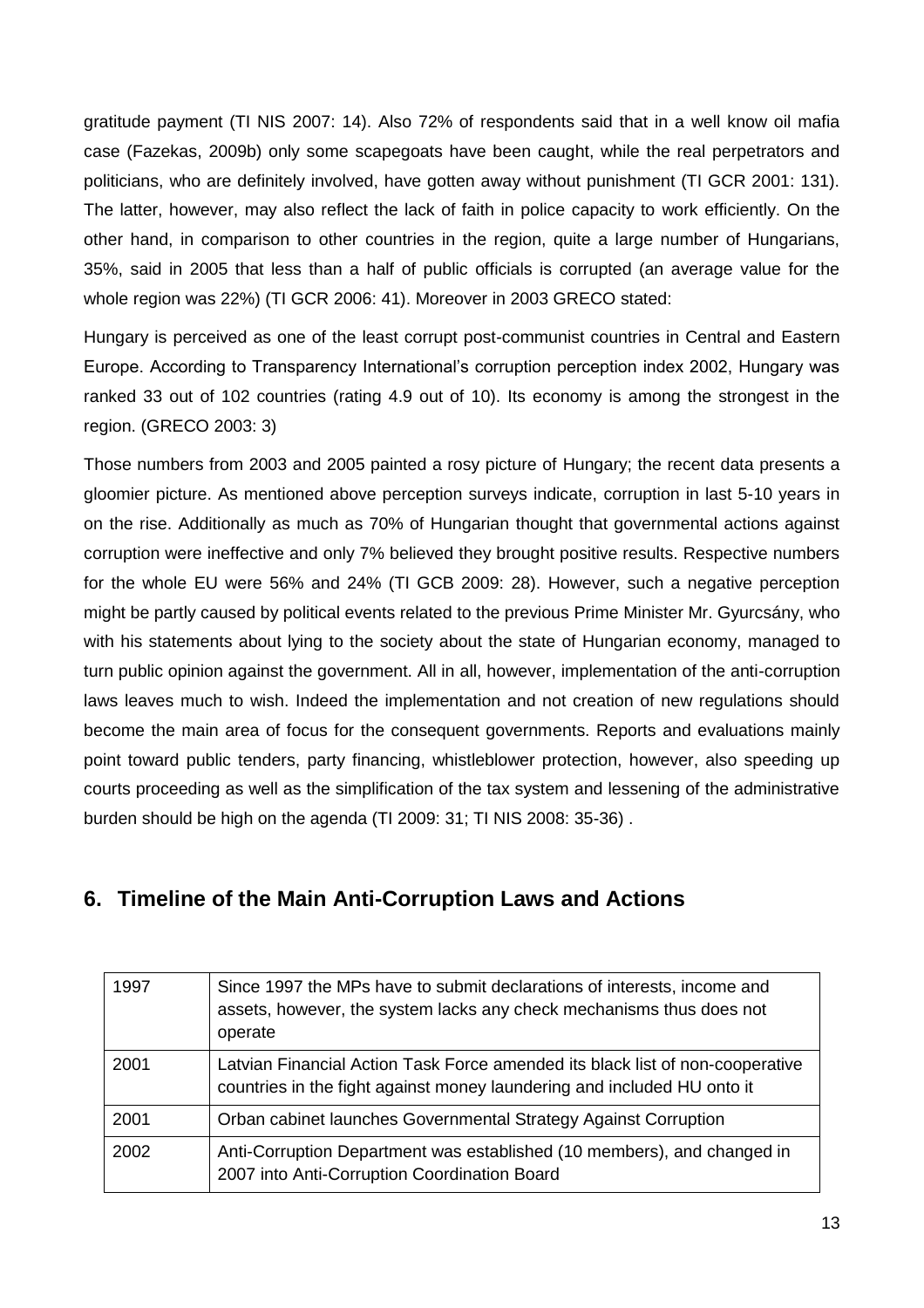gratitude payment (TI NIS 2007: 14). Also 72% of respondents said that in a well know oil mafia case (Fazekas, 2009b) only some scapegoats have been caught, while the real perpetrators and politicians, who are definitely involved, have gotten away without punishment (TI GCR 2001: 131). The latter, however, may also reflect the lack of faith in police capacity to work efficiently. On the other hand, in comparison to other countries in the region, quite a large number of Hungarians, 35%, said in 2005 that less than a half of public officials is corrupted (an average value for the whole region was 22%) (TI GCR 2006: 41). Moreover in 2003 GRECO stated:

Hungary is perceived as one of the least corrupt post-communist countries in Central and Eastern Europe. According to Transparency International's corruption perception index 2002, Hungary was ranked 33 out of 102 countries (rating 4.9 out of 10). Its economy is among the strongest in the region. (GRECO 2003: 3)

Those numbers from 2003 and 2005 painted a rosy picture of Hungary; the recent data presents a gloomier picture. As mentioned above perception surveys indicate, corruption in last 5-10 years in on the rise. Additionally as much as 70% of Hungarian thought that governmental actions against corruption were ineffective and only 7% believed they brought positive results. Respective numbers for the whole EU were 56% and 24% (TI GCB 2009: 28). However, such a negative perception might be partly caused by political events related to the previous Prime Minister Mr. Gyurcsány, who with his statements about lying to the society about the state of Hungarian economy, managed to turn public opinion against the government. All in all, however, implementation of the anti-corruption laws leaves much to wish. Indeed the implementation and not creation of new regulations should become the main area of focus for the consequent governments. Reports and evaluations mainly point toward public tenders, party financing, whistleblower protection, however, also speeding up courts proceeding as well as the simplification of the tax system and lessening of the administrative burden should be high on the agenda (TI 2009: 31; TI NIS 2008: 35-36) .

## 6. Timeline of the Main Anti-Corruption Laws and Actions

| | |
|---|---|
| 1997 | Since 1997 the MPs have to submit declarations of interests, income and assets, however, the system lacks any check mechanisms thus does not operate |
| 2001 | Latvian Financial Action Task Force amended its black list of non-cooperative countries in the fight against money laundering and included HU onto it |
| 2001 | Orban cabinet launches Governmental Strategy Against Corruption |
| 2002 | Anti-Corruption Department was established (10 members), and changed in 2007 into Anti-Corruption Coordination Board |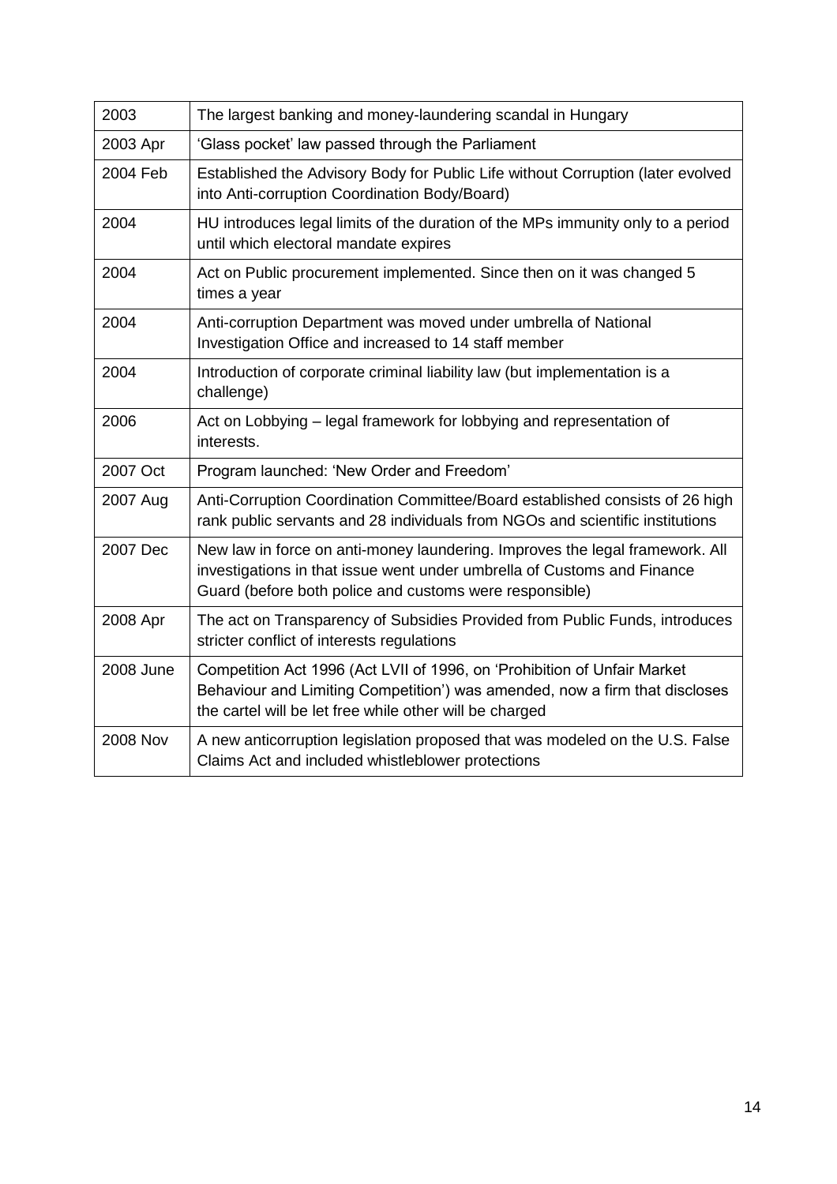| 2003 | The largest banking and money-laundering scandal in Hungary |
|---|---|
| 2003 Apr | 'Glass pocket' law passed through the Parliament |
| 2004 Feb | Established the Advisory Body for Public Life without Corruption (later evolved into Anti-corruption Coordination Body/Board) |
| 2004 | HU introduces legal limits of the duration of the MPs immunity only to a period until which electoral mandate expires |
| 2004 | Act on Public procurement implemented. Since then on it was changed 5 times a year |
| 2004 | Anti-corruption Department was moved under umbrella of National Investigation Office and increased to 14 staff member |
| 2004 | Introduction of corporate criminal liability law (but implementation is a challenge) |
| 2006 | Act on Lobbying – legal framework for lobbying and representation of interests. |
| 2007 Oct | Program launched: 'New Order and Freedom' |
| 2007 Aug | Anti-Corruption Coordination Committee/Board established consists of 26 high rank public servants and 28 individuals from NGOs and scientific institutions |
| 2007 Dec | New law in force on anti-money laundering. Improves the legal framework. All investigations in that issue went under umbrella of Customs and Finance Guard (before both police and customs were responsible) |
| 2008 Apr | The act on Transparency of Subsidies Provided from Public Funds, introduces stricter conflict of interests regulations |
| 2008 June | Competition Act 1996 (Act LVII of 1996, on 'Prohibition of Unfair Market Behaviour and Limiting Competition') was amended, now a firm that discloses the cartel will be let free while other will be charged |
| 2008 Nov | A new anticorruption legislation proposed that was modeled on the U.S. False Claims Act and included whistleblower protections |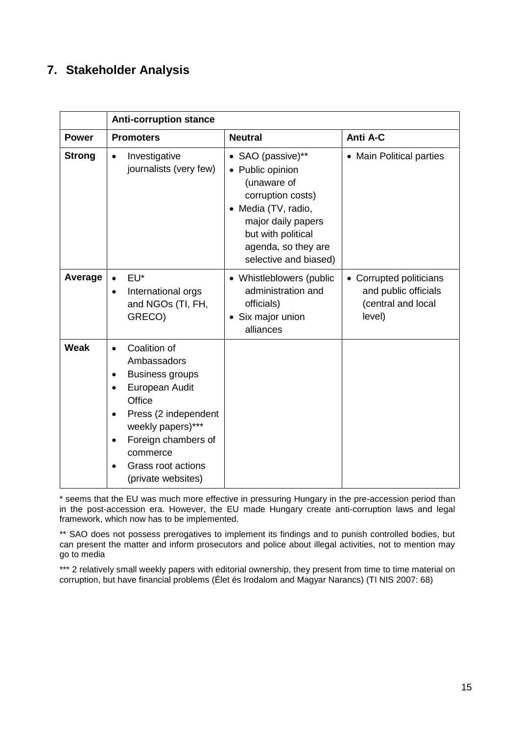## 7. Stakeholder Analysis

| | **Anti-corruption stance** | | |
|---|---|---|---|
| **Power** | **Promoters** | **Neutral** | **Anti A-C** |
| **Strong** | • Investigative journalists (very few) | • SAO (passive)** <br>• Public opinion (unaware of corruption costs) <br>• Media (TV, radio, major daily papers but with political agenda, so they are selective and biased) | • Main Political parties |
| **Average** | • EU* <br>• International orgs and NGOs (TI, FH, GRECO) | • Whistleblowers (public administration and officials) <br>• Six major union alliances | • Corrupted politicians and public officials (central and local level) |
| **Weak** | • Coalition of Ambassadors <br>• Business groups <br>• European Audit Office <br>• Press (2 independent weekly papers)*** <br>• Foreign chambers of commerce <br>• Grass root actions (private websites) | | |

* seems that the EU was much more effective in pressuring Hungary in the pre-accession period than in the post-accession era. However, the EU made Hungary create anti-corruption laws and legal framework, which now has to be implemented.

** SAO does not possess prerogatives to implement its findings and to punish controlled bodies, but can present the matter and inform prosecutors and police about illegal activities, not to mention may go to media

*** 2 relatively small weekly papers with editorial ownership, they present from time to time material on corruption, but have financial problems (Élet és Irodalom and Magyar Narancs) (TI NIS 2007: 68)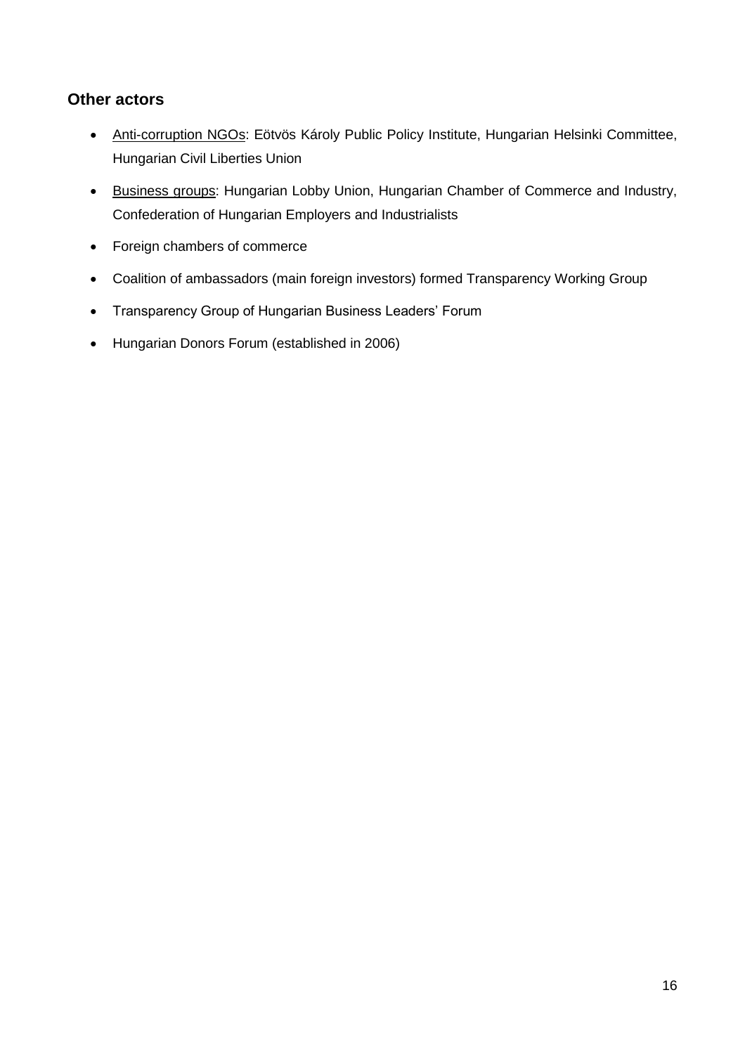## Other actors

- Anti-corruption NGOs: Eötvös Károly Public Policy Institute, Hungarian Helsinki Committee, Hungarian Civil Liberties Union
- Business groups: Hungarian Lobby Union, Hungarian Chamber of Commerce and Industry, Confederation of Hungarian Employers and Industrialists
- Foreign chambers of commerce
- Coalition of ambassadors (main foreign investors) formed Transparency Working Group
- Transparency Group of Hungarian Business Leaders' Forum
- Hungarian Donors Forum (established in 2006)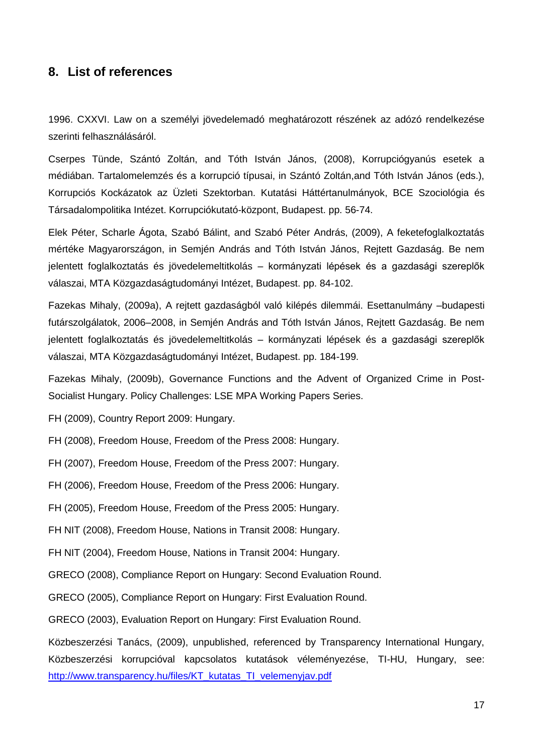## 8. List of references

1996. CXXVI. Law on a személyi jövedelemadó meghatározott részének az adózó rendelkezése szerinti felhasználásáról.

Cserpes Tünde, Szántó Zoltán, and Tóth István János, (2008), Korrupciógyanús esetek a médiában. Tartalomelemzés és a korrupció típusai, in Szántó Zoltán,and Tóth István János (eds.), Korrupciós Kockázatok az Üzleti Szektorban. Kutatási Háttértanulmányok, BCE Szociológia és Társadalompolitika Intézet. Korrupciókutató-központ, Budapest. pp. 56-74.

Elek Péter, Scharle Ágota, Szabó Bálint, and Szabó Péter András, (2009), A feketefoglalkoztatás mértéke Magyarországon, in Semjén András and Tóth István János, Rejtett Gazdaság. Be nem jelentett foglalkoztatás és jövedelemeltitkolás – kormányzati lépések és a gazdasági szereplők válaszai, MTA Közgazdaságtudományi Intézet, Budapest. pp. 84-102.

Fazekas Mihaly, (2009a), A rejtett gazdaságból való kilépés dilemmái. Esettanulmány –budapesti futárszolgálatok, 2006–2008, in Semjén András and Tóth István János, Rejtett Gazdaság. Be nem jelentett foglalkoztatás és jövedelemeltitkolás – kormányzati lépések és a gazdasági szereplők válaszai, MTA Közgazdaságtudományi Intézet, Budapest. pp. 184-199.

Fazekas Mihaly, (2009b), Governance Functions and the Advent of Organized Crime in Post-Socialist Hungary. Policy Challenges: LSE MPA Working Papers Series.

FH (2009), Country Report 2009: Hungary.

FH (2008), Freedom House, Freedom of the Press 2008: Hungary.

FH (2007), Freedom House, Freedom of the Press 2007: Hungary.

FH (2006), Freedom House, Freedom of the Press 2006: Hungary.

FH (2005), Freedom House, Freedom of the Press 2005: Hungary.

FH NIT (2008), Freedom House, Nations in Transit 2008: Hungary.

FH NIT (2004), Freedom House, Nations in Transit 2004: Hungary.

GRECO (2008), Compliance Report on Hungary: Second Evaluation Round.

GRECO (2005), Compliance Report on Hungary: First Evaluation Round.

GRECO (2003), Evaluation Report on Hungary: First Evaluation Round.

Közbeszerzési Tanács, (2009), unpublished, referenced by Transparency International Hungary, Közbeszerzési korrupcióval kapcsolatos kutatások véleményezése, TI-HU, Hungary, see: [http://www.transparency.hu/files/KT_kutatas_TI_velemenyjav.pdf](http://www.transparency.hu/files/KT_kutatas_TI_velemenyjav.pdf)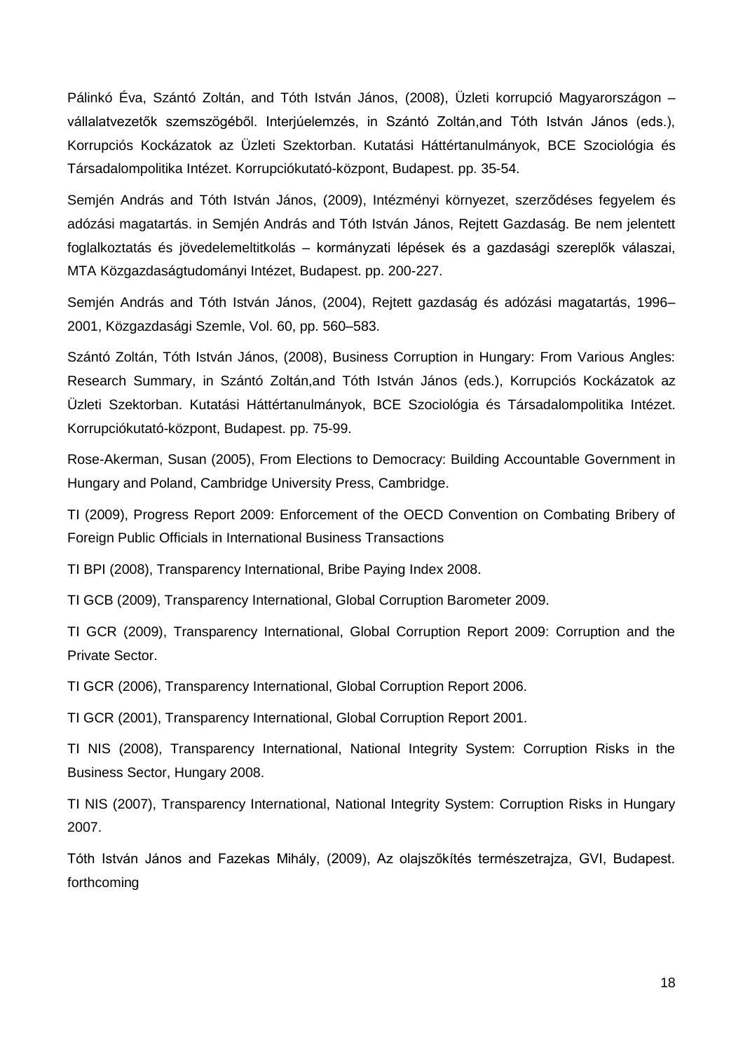Pálinkó Éva, Szántó Zoltán, and Tóth István János, (2008), Üzleti korrupció Magyarországon – vállalatvezetők szemszögéből. Interjúelemzés, in Szántó Zoltán,and Tóth István János (eds.), Korrupciós Kockázatok az Üzleti Szektorban. Kutatási Háttértanulmányok, BCE Szociológia és Társadalompolitika Intézet. Korrupciókutató-központ, Budapest. pp. 35-54.

Semjén András and Tóth István János, (2009), Intézményi környezet, szerződéses fegyelem és adózási magatartás. in Semjén András and Tóth István János, Rejtett Gazdaság. Be nem jelentett foglalkoztatás és jövedelemeltitkolás – kormányzati lépések és a gazdasági szereplők válaszai, MTA Közgazdaságtudományi Intézet, Budapest. pp. 200-227.

Semjén András and Tóth István János, (2004), Rejtett gazdaság és adózási magatartás, 1996–2001, Közgazdasági Szemle, Vol. 60, pp. 560–583.

Szántó Zoltán, Tóth István János, (2008), Business Corruption in Hungary: From Various Angles: Research Summary, in Szántó Zoltán,and Tóth István János (eds.), Korrupciós Kockázatok az Üzleti Szektorban. Kutatási Háttértanulmányok, BCE Szociológia és Társadalompolitika Intézet. Korrupciókutató-központ, Budapest. pp. 75-99.

Rose-Akerman, Susan (2005), From Elections to Democracy: Building Accountable Government in Hungary and Poland, Cambridge University Press, Cambridge.

TI (2009), Progress Report 2009: Enforcement of the OECD Convention on Combating Bribery of Foreign Public Officials in International Business Transactions

TI BPI (2008), Transparency International, Bribe Paying Index 2008.

TI GCB (2009), Transparency International, Global Corruption Barometer 2009.

TI GCR (2009), Transparency International, Global Corruption Report 2009: Corruption and the Private Sector.

TI GCR (2006), Transparency International, Global Corruption Report 2006.

TI GCR (2001), Transparency International, Global Corruption Report 2001.

TI NIS (2008), Transparency International, National Integrity System: Corruption Risks in the Business Sector, Hungary 2008.

TI NIS (2007), Transparency International, National Integrity System: Corruption Risks in Hungary 2007.

Tóth István János and Fazekas Mihály, (2009), Az olajszőkítés természetrajza, GVI, Budapest. forthcoming